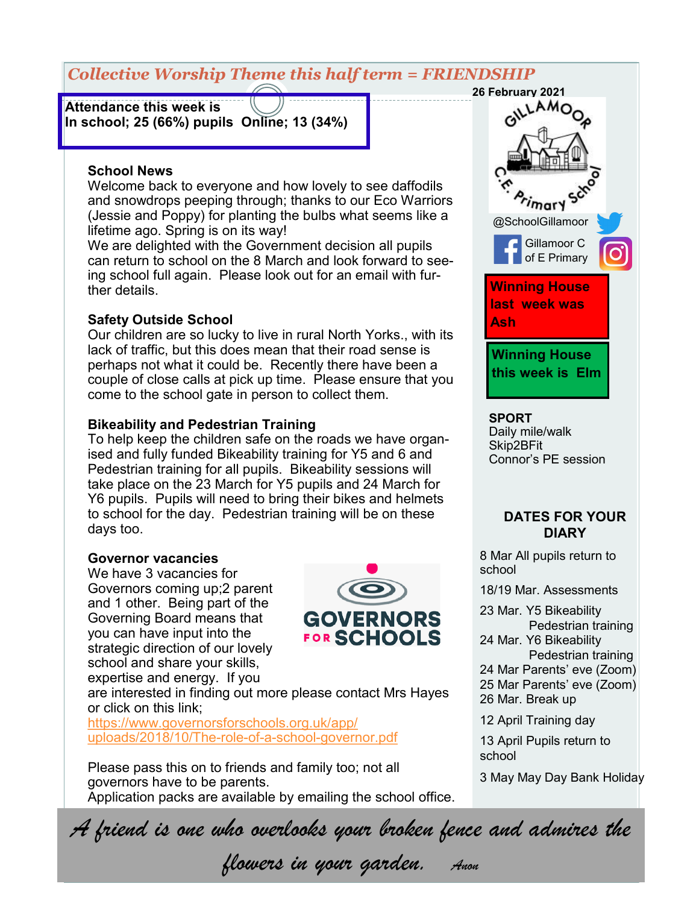*Collective Worship Theme this half term = FRIENDSHIP*

26 February 2021

**Attendance this week is**
**In school; 25 (66%) pupils Online; 13 (34%)**

### School News

Welcome back to everyone and how lovely to see daffodils and snowdrops peeping through; thanks to our Eco Warriors (Jessie and Poppy) for planting the bulbs what seems like a lifetime ago. Spring is on its way!

We are delighted with the Government decision all pupils can return to school on the 8 March and look forward to seeing school full again. Please look out for an email with further details.

### Safety Outside School

Our children are so lucky to live in rural North Yorks., with its lack of traffic, but this does mean that their road sense is perhaps not what it could be. Recently there have been a couple of close calls at pick up time. Please ensure that you come to the school gate in person to collect them.

### Bikeability and Pedestrian Training

To help keep the children safe on the roads we have organised and fully funded Bikeability training for Y5 and 6 and Pedestrian training for all pupils. Bikeability sessions will take place on the 23 March for Y5 pupils and 24 March for Y6 pupils. Pupils will need to bring their bikes and helmets to school for the day. Pedestrian training will be on these days too.

### Governor vacancies

We have 3 vacancies for Governors coming up;2 parent and 1 other. Being part of the Governing Board means that you can have input into the strategic direction of our lovely school and share your skills, expertise and energy. If you are interested in finding out more please contact Mrs Hayes or click on this link;
https://www.governorsforschools.org.uk/app/uploads/2018/10/The-role-of-a-school-governor.pdf

Please pass this on to friends and family too; not all governors have to be parents.
Application packs are available by emailing the school office.

GOVERNORS FOR SCHOOLS

Gillamoor C.E. Primary School

@SchoolGillamoor

Gillamoor C of E Primary

**Winning House last week was Ash**

**Winning House this week is Elm**

**SPORT**
Daily mile/walk
Skip2BFit
Connor's PE session

### DATES FOR YOUR DIARY

8 Mar All pupils return to school

18/19 Mar. Assessments

23 Mar. Y5 Bikeability
Pedestrian training
24 Mar. Y6 Bikeability
Pedestrian training
24 Mar Parents' eve (Zoom)
25 Mar Parents' eve (Zoom)
26 Mar. Break up

12 April Training day

13 April Pupils return to school

3 May May Day Bank Holiday

*A friend is one who overlooks your broken fence and admires the flowers in your garden.* Anon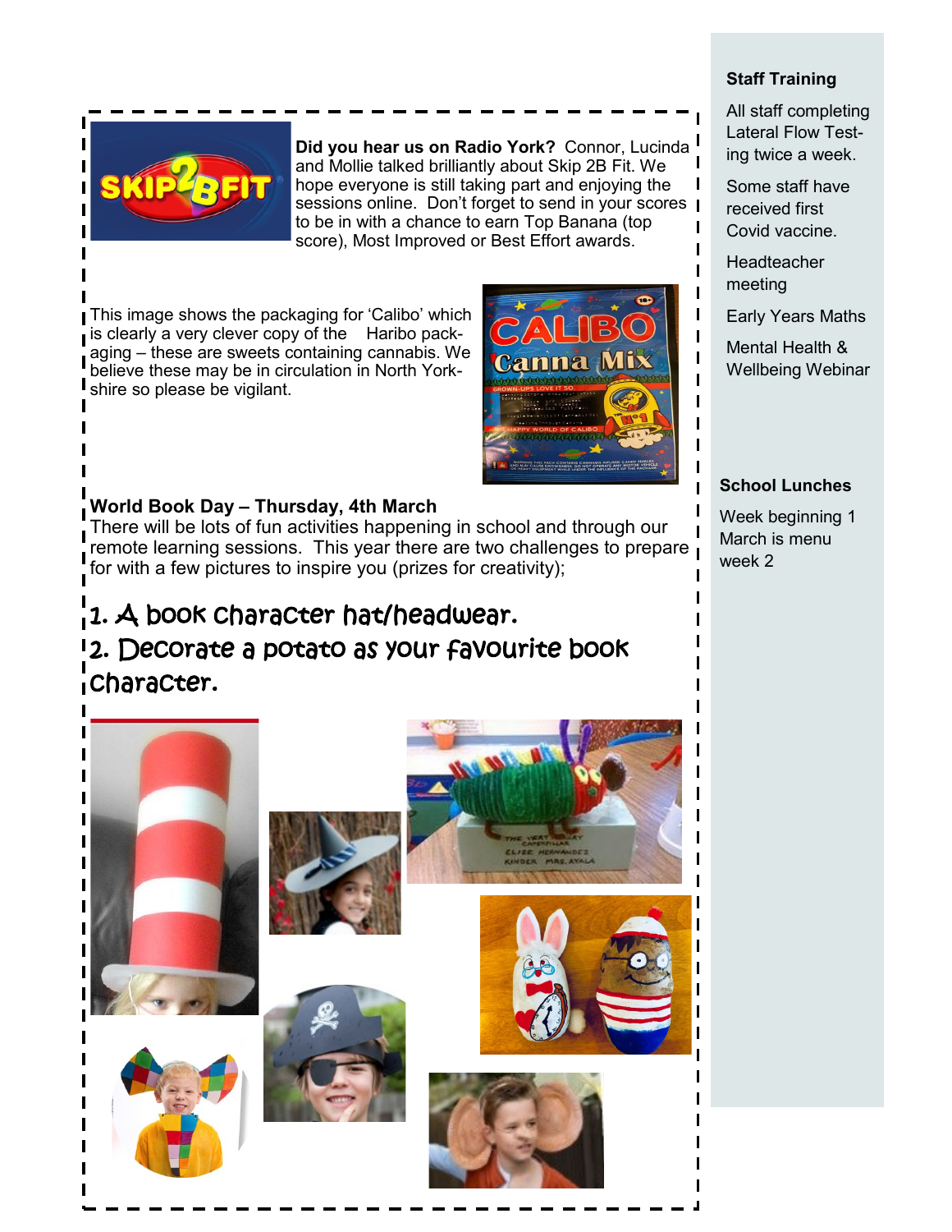**Did you hear us on Radio York?** Connor, Lucinda and Mollie talked brilliantly about Skip 2B Fit. We hope everyone is still taking part and enjoying the sessions online. Don't forget to send in your scores to be in with a chance to earn Top Banana (top score), Most Improved or Best Effort awards.

This image shows the packaging for 'Calibo' which is clearly a very clever copy of the Haribo packaging – these are sweets containing cannabis. We believe these may be in circulation in North Yorkshire so please be vigilant.

**World Book Day – Thursday, 4th March**

There will be lots of fun activities happening in school and through our remote learning sessions. This year there are two challenges to prepare for with a few pictures to inspire you (prizes for creativity);

1. A book character hat/headwear.
2. Decorate a potato as your favourite book character.

### Staff Training

All staff completing Lateral Flow Testing twice a week.

Some staff have received first Covid vaccine.

Headteacher meeting

Early Years Maths

Mental Health & Wellbeing Webinar

### School Lunches

Week beginning 1 March is menu week 2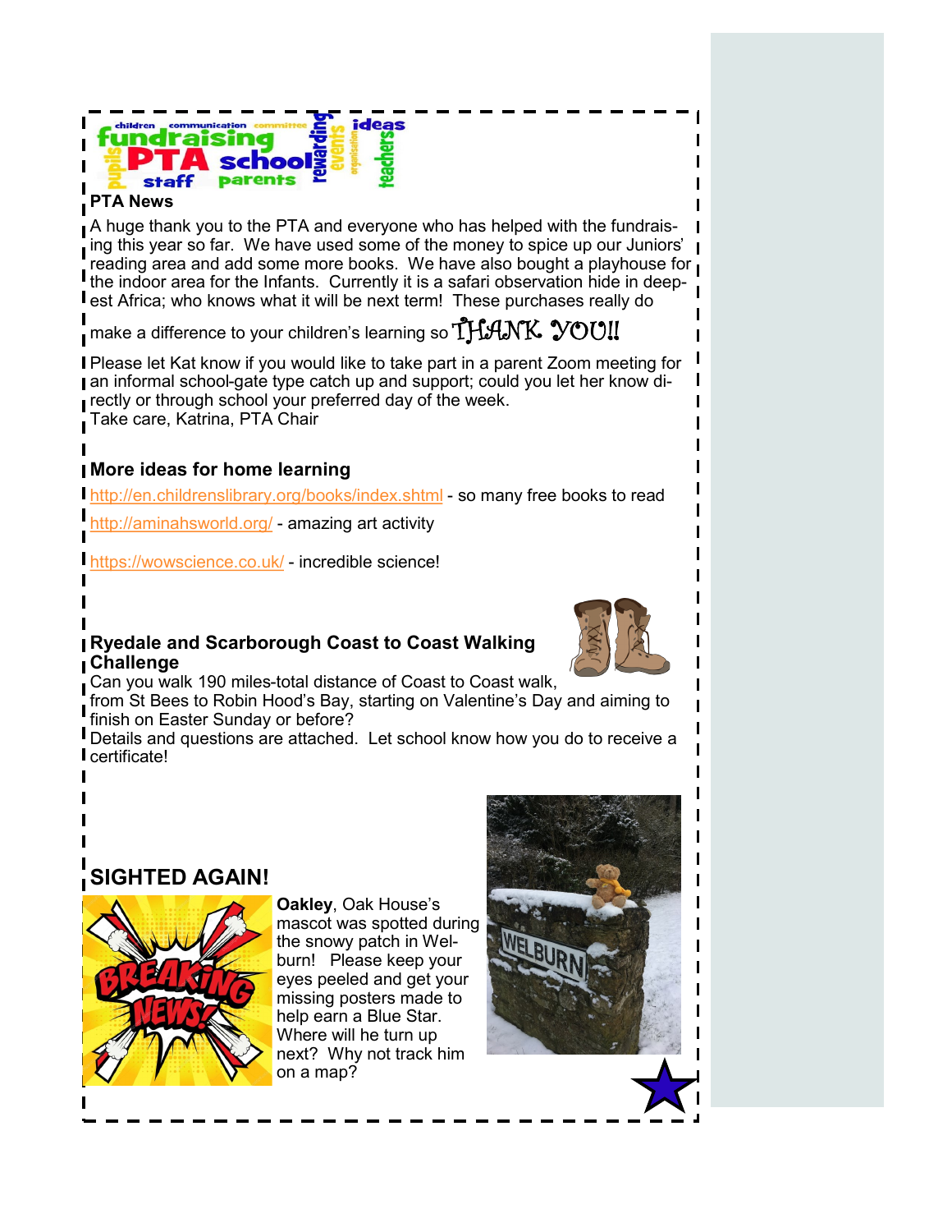## PTA News

A huge thank you to the PTA and everyone who has helped with the fundraising this year so far. We have used some of the money to spice up our Juniors' reading area and add some more books. We have also bought a playhouse for the indoor area for the Infants. Currently it is a safari observation hide in deepest Africa; who knows what it will be next term! These purchases really do make a difference to your children's learning so THANK YOU!!

Please let Kat know if you would like to take part in a parent Zoom meeting for an informal school-gate type catch up and support; could you let her know directly or through school your preferred day of the week.

Take care, Katrina, PTA Chair

## More ideas for home learning

http://en.childrenslibrary.org/books/index.shtml - so many free books to read

http://aminahsworld.org/ - amazing art activity

https://wowscience.co.uk/ - incredible science!

## Ryedale and Scarborough Coast to Coast Walking Challenge

Can you walk 190 miles-total distance of Coast to Coast walk, from St Bees to Robin Hood's Bay, starting on Valentine's Day and aiming to finish on Easter Sunday or before?

Details and questions are attached. Let school know how you do to receive a certificate!

## SIGHTED AGAIN!

**Oakley**, Oak House's mascot was spotted during the snowy patch in Welburn! Please keep your eyes peeled and get your missing posters made to help earn a Blue Star. Where will he turn up next? Why not track him on a map?